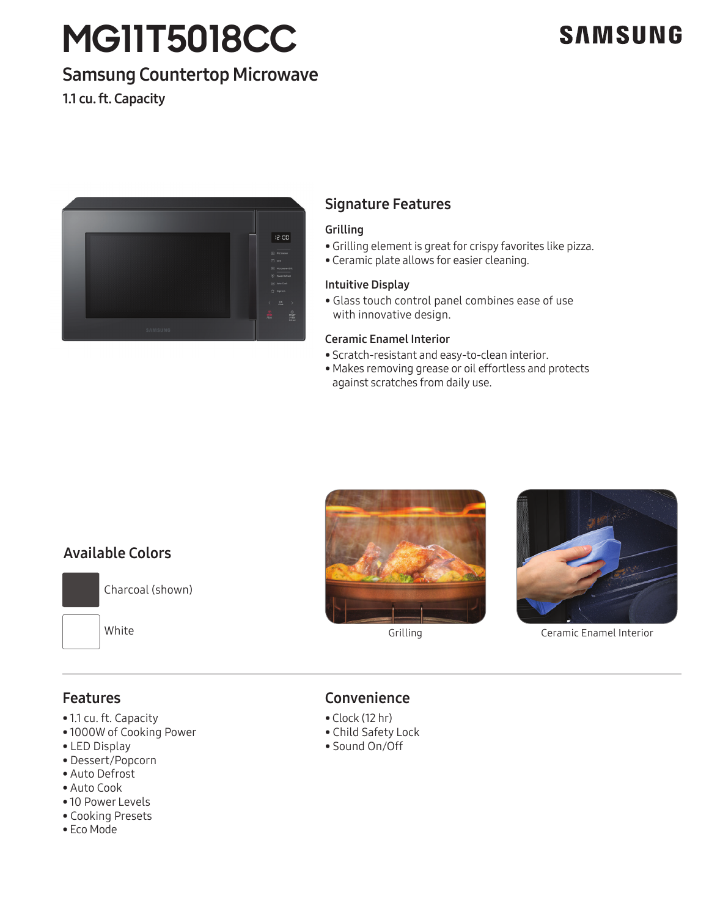# MG11T5018CC

SAMSUNG

## Samsung Countertop Microwave

1.1 cu. ft. Capacity

## Signature Features

### Grilling

- Grilling element is great for crispy favorites like pizza.
- Ceramic plate allows for easier cleaning.

### Intuitive Display

- Glass touch control panel combines ease of use with innovative design.

### Ceramic Enamel Interior

- Scratch-resistant and easy-to-clean interior.
- Makes removing grease or oil effortless and protects against scratches from daily use.

## Available Colors

- Charcoal (shown)
- White

Grilling

Ceramic Enamel Interior

## Features

- 1.1 cu. ft. Capacity
- 1000W of Cooking Power
- LED Display
- Dessert/Popcorn
- Auto Defrost
- Auto Cook
- 10 Power Levels
- Cooking Presets
- Eco Mode

## Convenience

- Clock (12 hr)
- Child Safety Lock
- Sound On/Off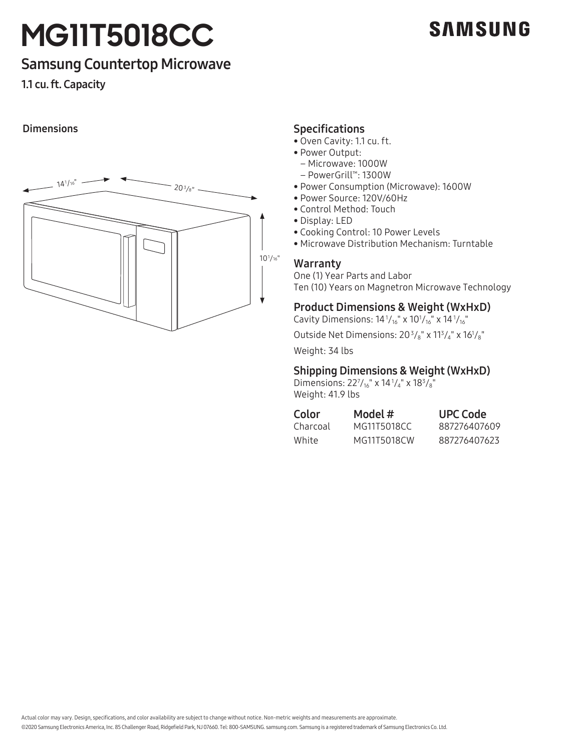# MG11T5018CC

**SAMSUNG**

## Samsung Countertop Microwave

### 1.1 cu. ft. Capacity

### Dimensions

14 1/16"

20 3/8"

10 1/16"

### Specifications

- Oven Cavity: 1.1 cu. ft.
- Power Output:
  - Microwave: 1000W
  - PowerGrill™: 1300W
- Power Consumption (Microwave): 1600W
- Power Source: 120V/60Hz
- Control Method: Touch
- Display: LED
- Cooking Control: 10 Power Levels
- Microwave Distribution Mechanism: Turntable

### Warranty

One (1) Year Parts and Labor
Ten (10) Years on Magnetron Microwave Technology

### Product Dimensions & Weight (WxHxD)

Cavity Dimensions: 14 1/16" x 10 1/16" x 14 1/16"

Outside Net Dimensions: 20 3/8" x 11 3/4" x 16 1/8"

Weight: 34 lbs

### Shipping Dimensions & Weight (WxHxD)

Dimensions: 22 7/16" x 14 1/4" x 18 3/8"
Weight: 41.9 lbs

| Color | Model # | UPC Code |
|---|---|---|
| Charcoal | MG11T5018CC | 887276407609 |
| White | MG11T5018CW | 887276407623 |

Actual color may vary. Design, specifications, and color availability are subject to change without notice. Non-metric weights and measurements are approximate.

©2020 Samsung Electronics America, Inc. 85 Challenger Road, Ridgefield Park, NJ 07660. Tel: 800-SAMSUNG. samsung.com. Samsung is a registered trademark of Samsung Electronics Co. Ltd.